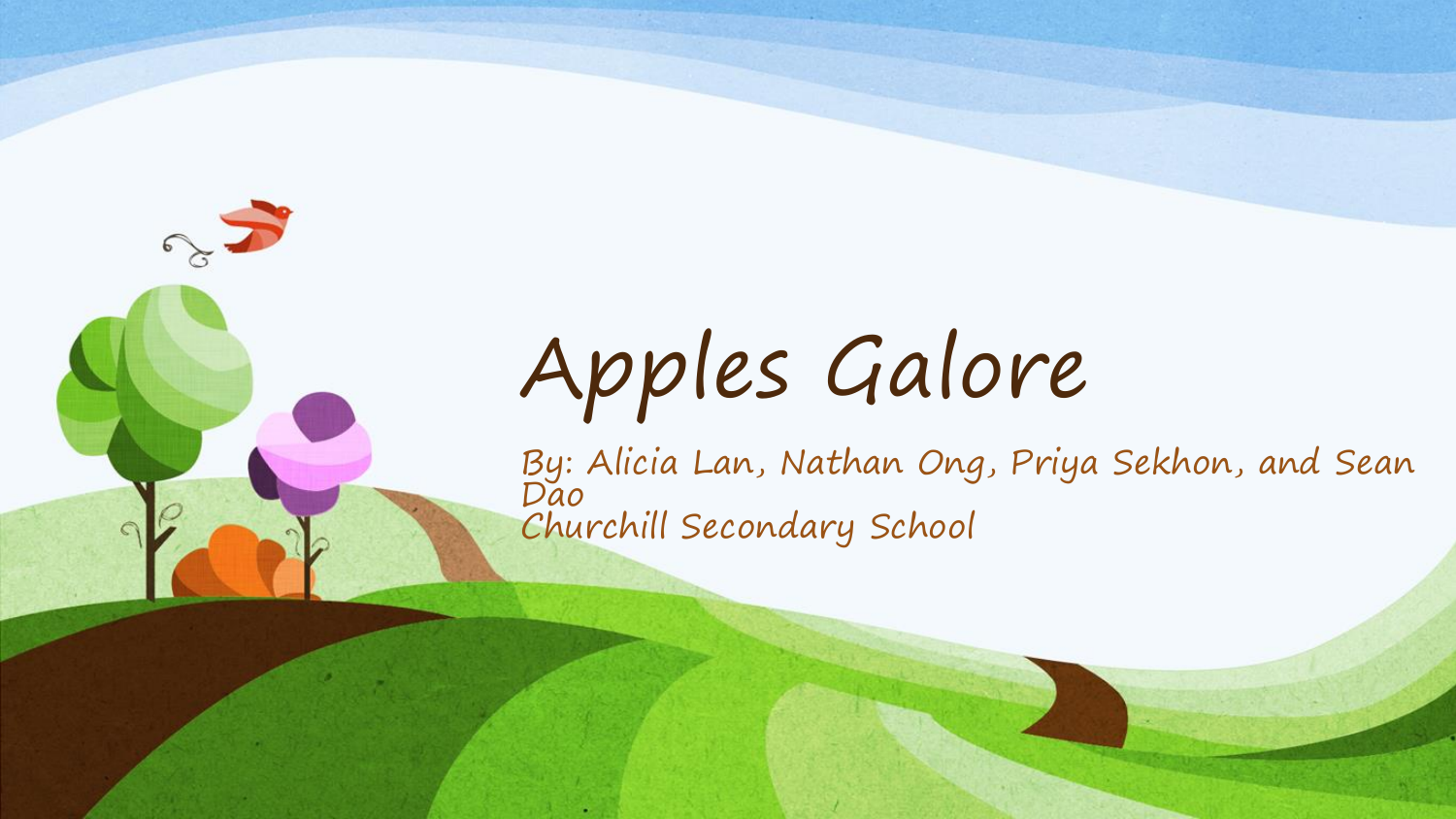# Apples Galore

By: Alicia Lan, Nathan Ong, Priya Sekhon, and Sean Dao

Churchill Secondary School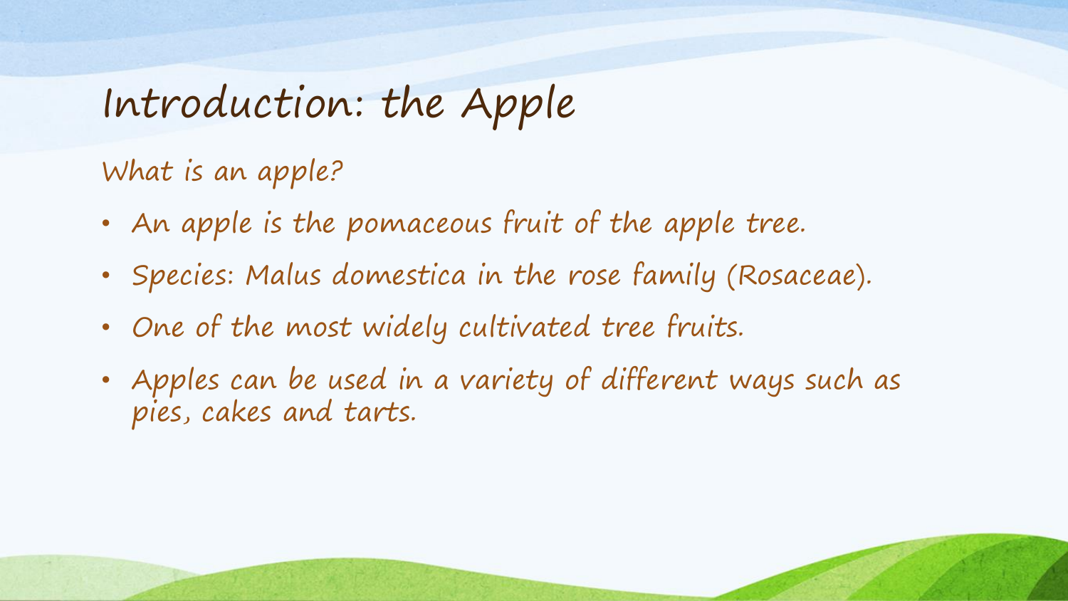# Introduction: the Apple

What is an apple?

- An apple is the pomaceous fruit of the apple tree.
- Species: Malus domestica in the rose family (Rosaceae).
- One of the most widely cultivated tree fruits.
- Apples can be used in a variety of different ways such as pies, cakes and tarts.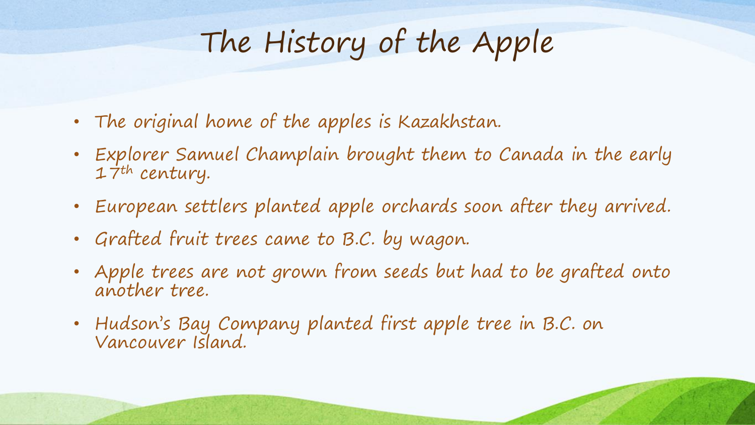# The History of the Apple

- The original home of the apples is Kazakhstan.
- Explorer Samuel Champlain brought them to Canada in the early 17th century.
- European settlers planted apple orchards soon after they arrived.
- Grafted fruit trees came to B.C. by wagon.
- Apple trees are not grown from seeds but had to be grafted onto another tree.
- Hudson's Bay Company planted first apple tree in B.C. on Vancouver Island.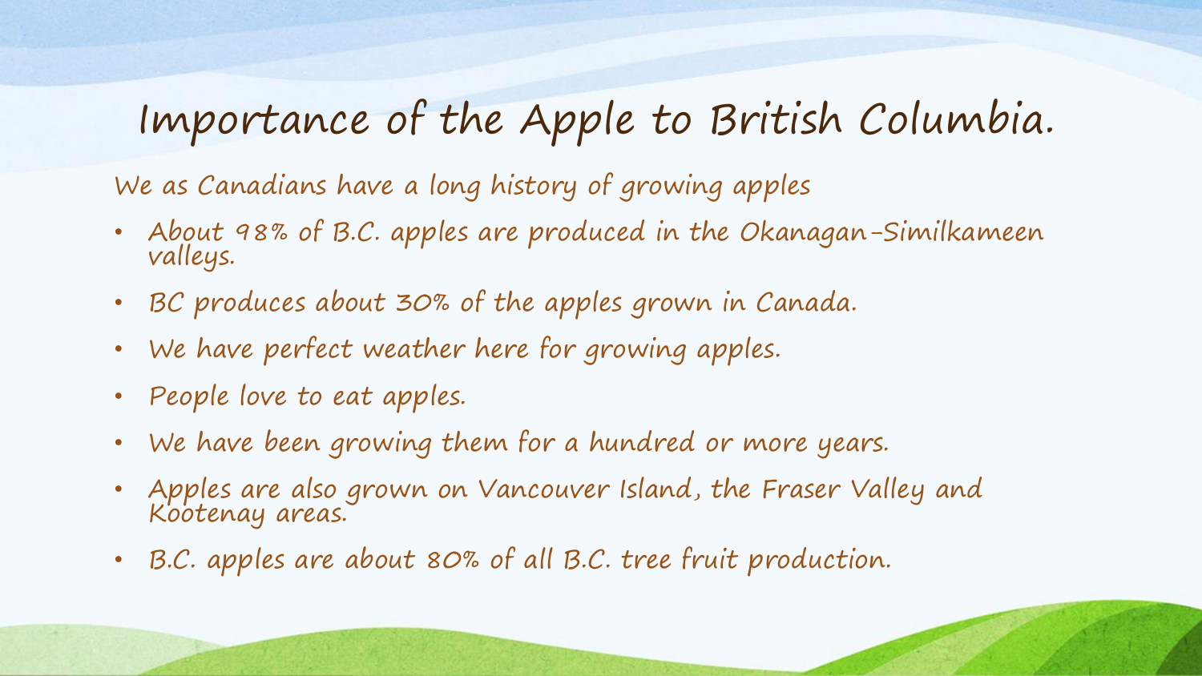# Importance of the Apple to British Columbia.

We as Canadians have a long history of growing apples

- About 98% of B.C. apples are produced in the Okanagan-Similkameen valleys.
- BC produces about 30% of the apples grown in Canada.
- We have perfect weather here for growing apples.
- People love to eat apples.
- We have been growing them for a hundred or more years.
- Apples are also grown on Vancouver Island, the Fraser Valley and Kootenay areas.
- B.C. apples are about 80% of all B.C. tree fruit production.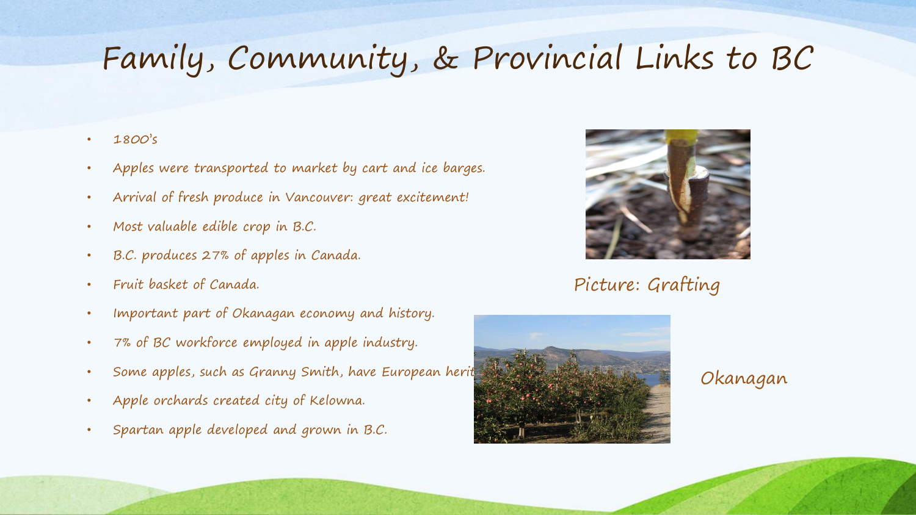# Family, Community, & Provincial Links to BC

- 1800's
- Apples were transported to market by cart and ice barges.
- Arrival of fresh produce in Vancouver: great excitement!
- Most valuable edible crop in B.C.
- B.C. produces 27% of apples in Canada.
- Fruit basket of Canada.
- Important part of Okanagan economy and history.
- 7% of BC workforce employed in apple industry.
- Some apples, such as Granny Smith, have European herit
- Apple orchards created city of Kelowna.
- Spartan apple developed and grown in B.C.

Picture: Grafting

Okanagan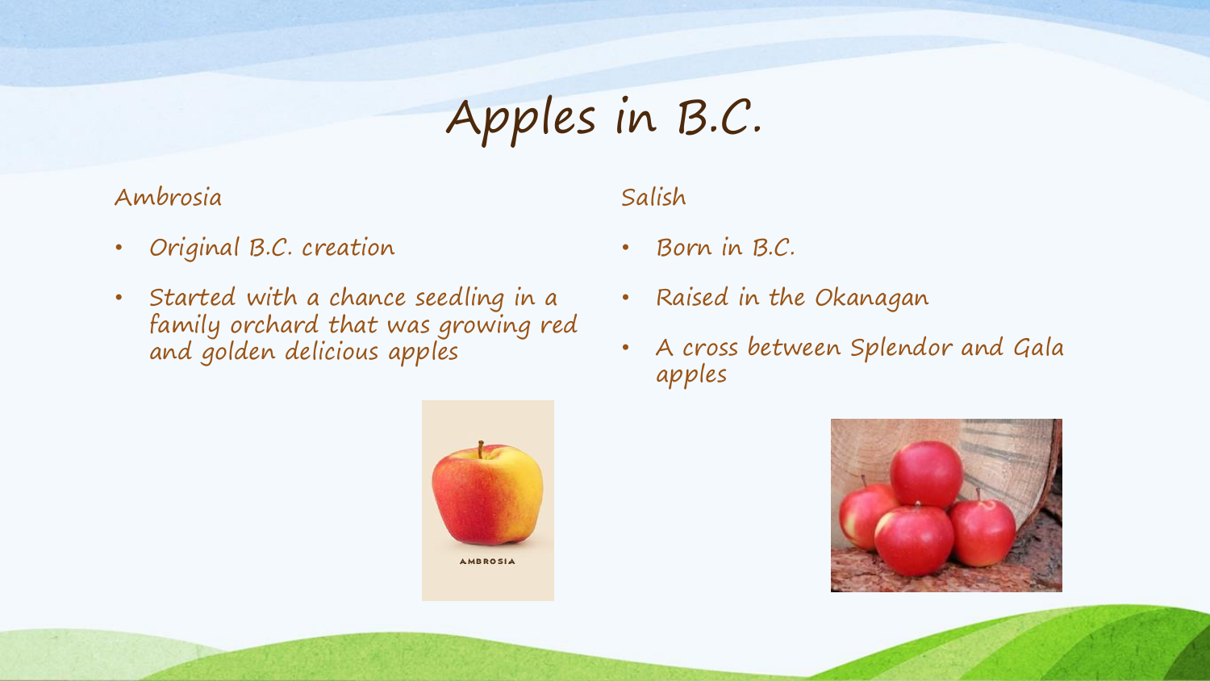# Apples in B.C.

## Ambrosia

- Original B.C. creation
- Started with a chance seedling in a family orchard that was growing red and golden delicious apples

## Salish

- Born in B.C.
- Raised in the Okanagan
- A cross between Splendor and Gala apples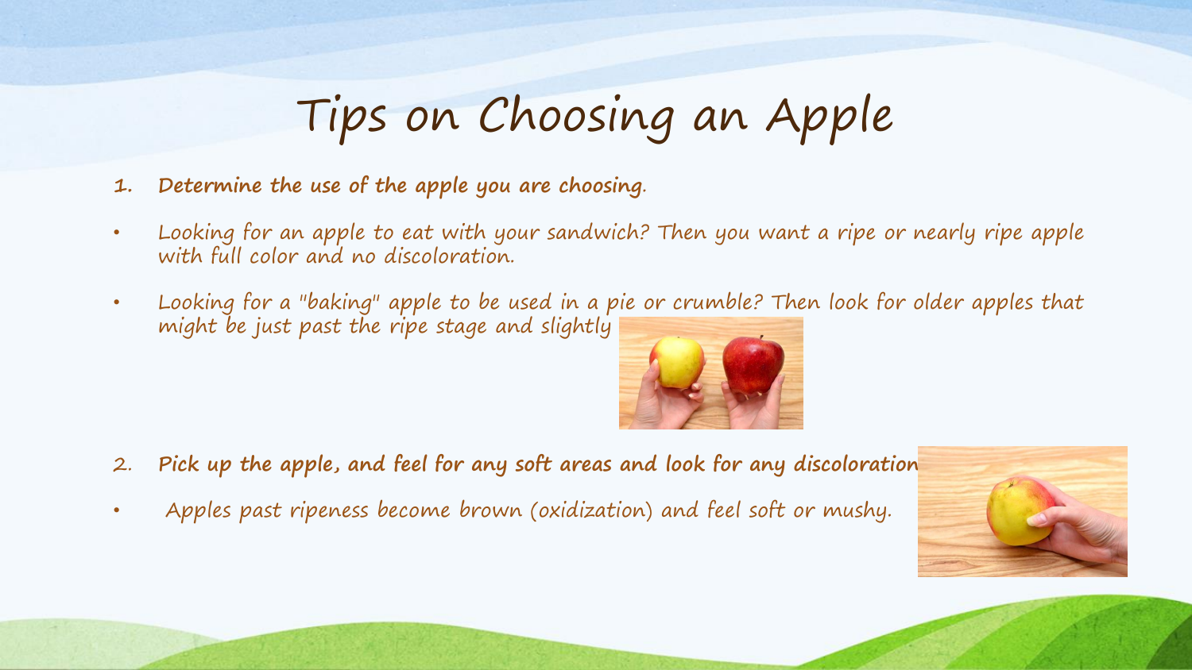# Tips on Choosing an Apple

1. **Determine the use of the apple you are choosing**.

- Looking for an apple to eat with your sandwich? Then you want a ripe or nearly ripe apple with full color and no discoloration.
- Looking for a "baking" apple to be used in a pie or crumble? Then look for older apples that might be just past the ripe stage and slightly

2. **Pick up the apple, and feel for any soft areas and look for any discoloration**

- Apples past ripeness become brown (oxidization) and feel soft or mushy.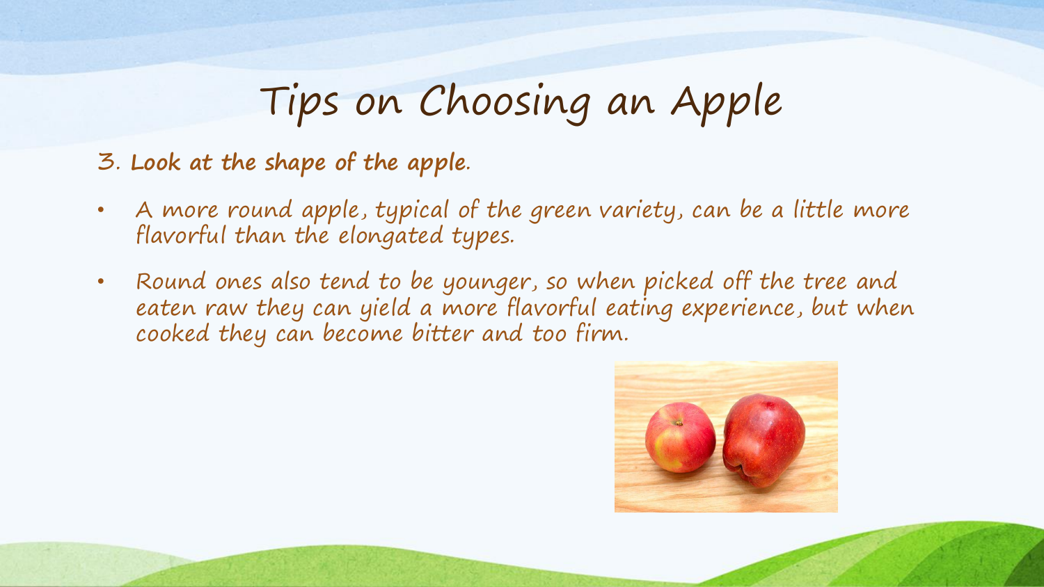# Tips on Choosing an Apple

3. **Look at the shape of the apple.**

- A more round apple, typical of the green variety, can be a little more flavorful than the elongated types.
- Round ones also tend to be younger, so when picked off the tree and eaten raw they can yield a more flavorful eating experience, but when cooked they can become bitter and too firm.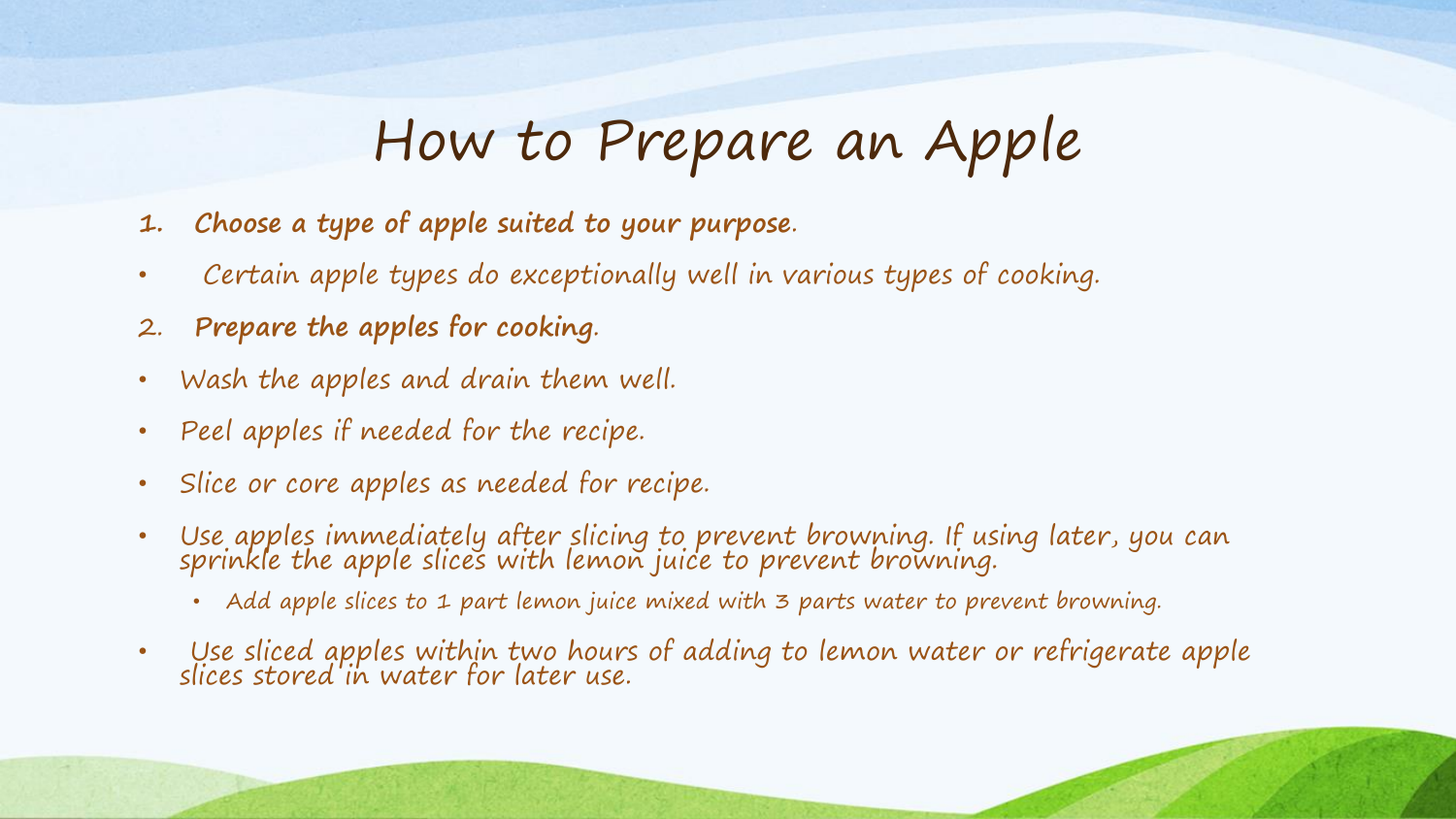# How to Prepare an Apple

1. **Choose a type of apple suited to your purpose**.

- Certain apple types do exceptionally well in various types of cooking.

2. **Prepare the apples for cooking**.

- Wash the apples and drain them well.
- Peel apples if needed for the recipe.
- Slice or core apples as needed for recipe.
- Use apples immediately after slicing to prevent browning. If using later, you can sprinkle the apple slices with lemon juice to prevent browning.
  - Add apple slices to 1 part lemon juice mixed with 3 parts water to prevent browning.
- Use sliced apples within two hours of adding to lemon water or refrigerate apple slices stored in water for later use.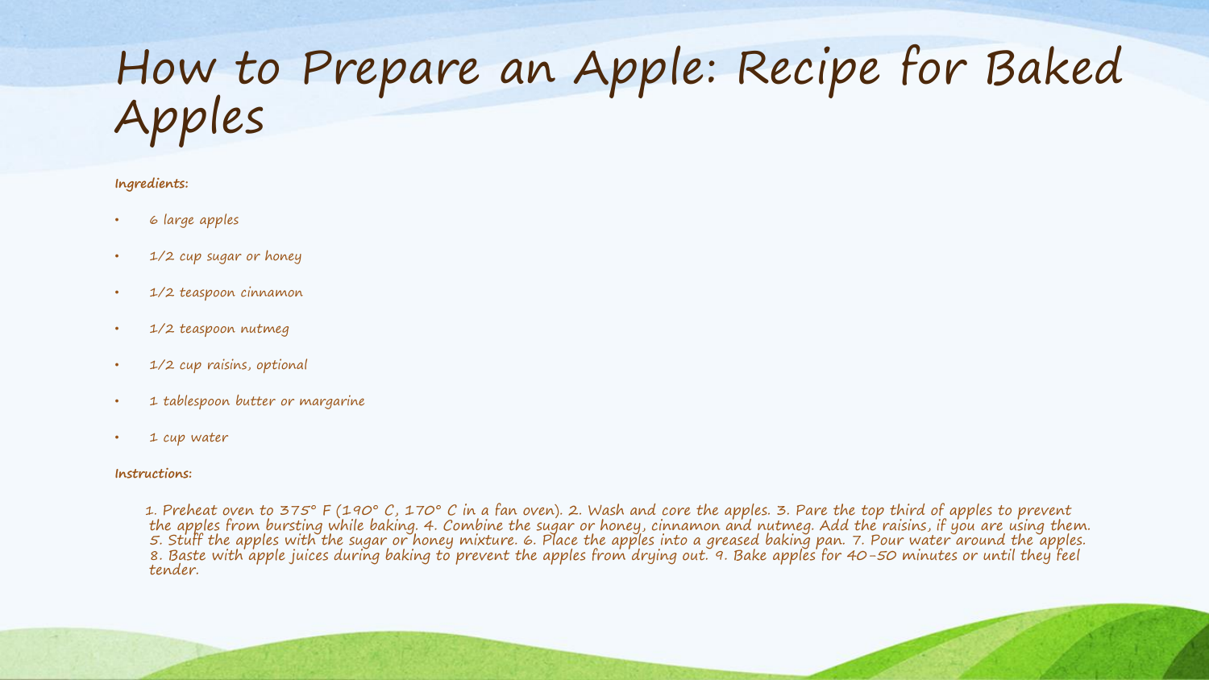# How to Prepare an Apple: Recipe for Baked Apples

**Ingredients:**

- 6 large apples
- 1/2 cup sugar or honey
- 1/2 teaspoon cinnamon
- 1/2 teaspoon nutmeg
- 1/2 cup raisins, optional
- 1 tablespoon butter or margarine
- 1 cup water

**Instructions:**

1. Preheat oven to 375° F (190° C, 170° C in a fan oven). 2. Wash and core the apples. 3. Pare the top third of apples to prevent the apples from bursting while baking. 4. Combine the sugar or honey, cinnamon and nutmeg. Add the raisins, if you are using them. 5. Stuff the apples with the sugar or honey mixture. 6. Place the apples into a greased baking pan. 7. Pour water around the apples. 8. Baste with apple juices during baking to prevent the apples from drying out. 9. Bake apples for 40-50 minutes or until they feel tender.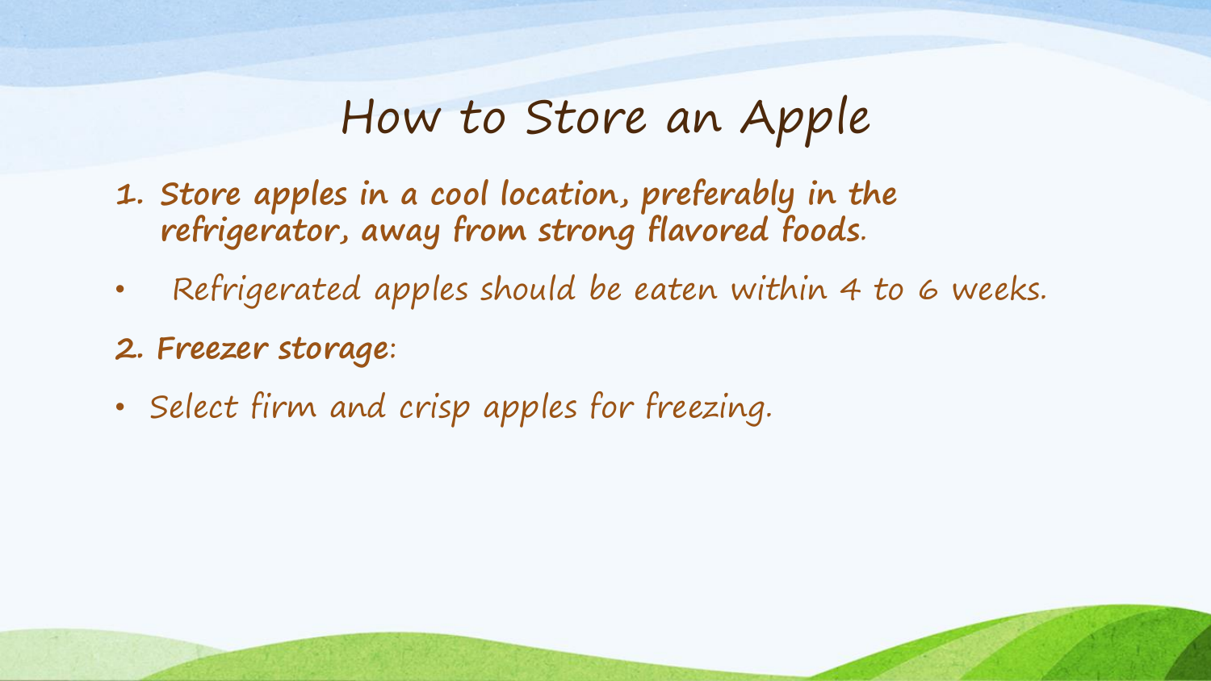# How to Store an Apple

1. **Store apples in a cool location, preferably in the refrigerator, away from strong flavored foods**.

- Refrigerated apples should be eaten within 4 to 6 weeks.

2. **Freezer storage**:

- Select firm and crisp apples for freezing.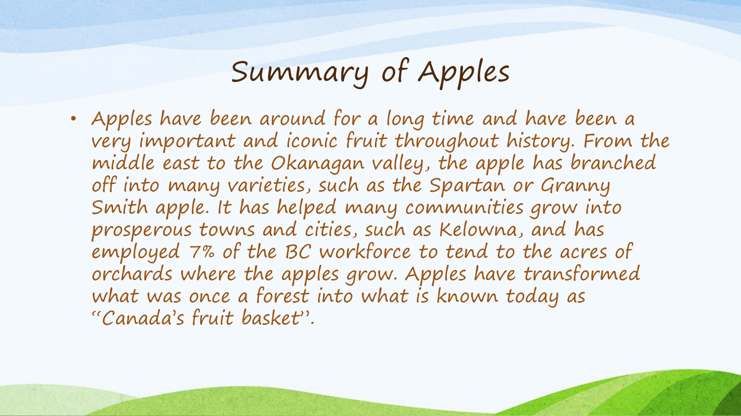# Summary of Apples

- Apples have been around for a long time and have been a very important and iconic fruit throughout history. From the middle east to the Okanagan valley, the apple has branched off into many varieties, such as the Spartan or Granny Smith apple. It has helped many communities grow into prosperous towns and cities, such as Kelowna, and has employed 7% of the BC workforce to tend to the acres of orchards where the apples grow. Apples have transformed what was once a forest into what is known today as "Canada's fruit basket".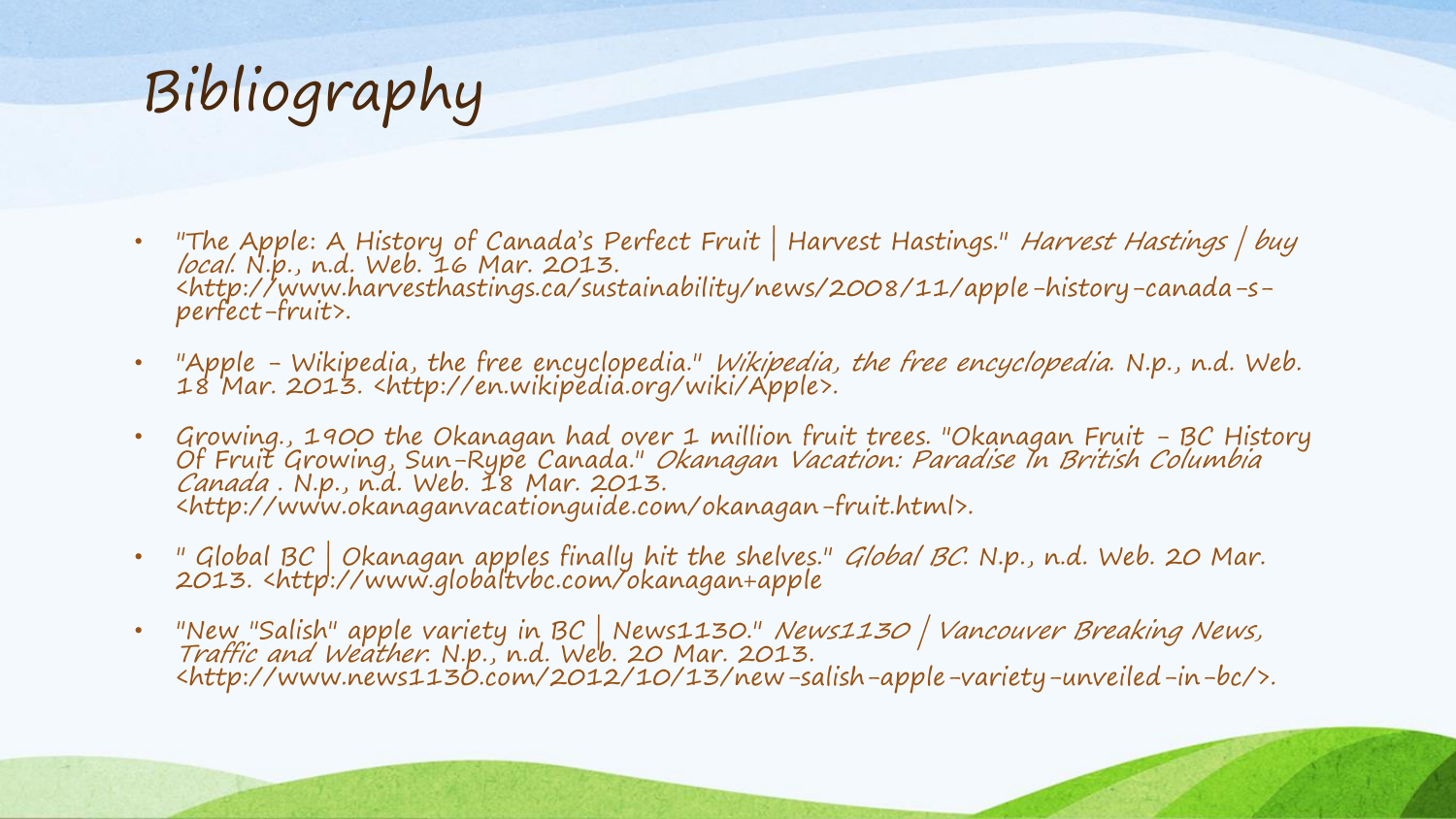# Bibliography

- "The Apple: A History of Canada's Perfect Fruit | Harvest Hastings." *Harvest Hastings | buy local.* N.p., n.d. Web. 16 Mar. 2013. <http://www.harvesthastings.ca/sustainability/news/2008/11/apple-history-canada-s-perfect-fruit>.
- "Apple - Wikipedia, the free encyclopedia." *Wikipedia, the free encyclopedia.* N.p., n.d. Web. 18 Mar. 2013. <http://en.wikipedia.org/wiki/Apple>.
- Growing., 1900 the Okanagan had over 1 million fruit trees. "Okanagan Fruit - BC History Of Fruit Growing, Sun-Rype Canada." *Okanagan Vacation: Paradise In British Columbia Canada* . N.p., n.d. Web. 18 Mar. 2013. <http://www.okanaganvacationguide.com/okanagan-fruit.html>.
- " Global BC | Okanagan apples finally hit the shelves." *Global BC.* N.p., n.d. Web. 20 Mar. 2013. <http://www.globaltvbc.com/okanagan+apple
- "New "Salish" apple variety in BC | News1130." *News1130 | Vancouver Breaking News, Traffic and Weather.* N.p., n.d. Web. 20 Mar. 2013. <http://www.news1130.com/2012/10/13/new-salish-apple-variety-unveiled-in-bc/>.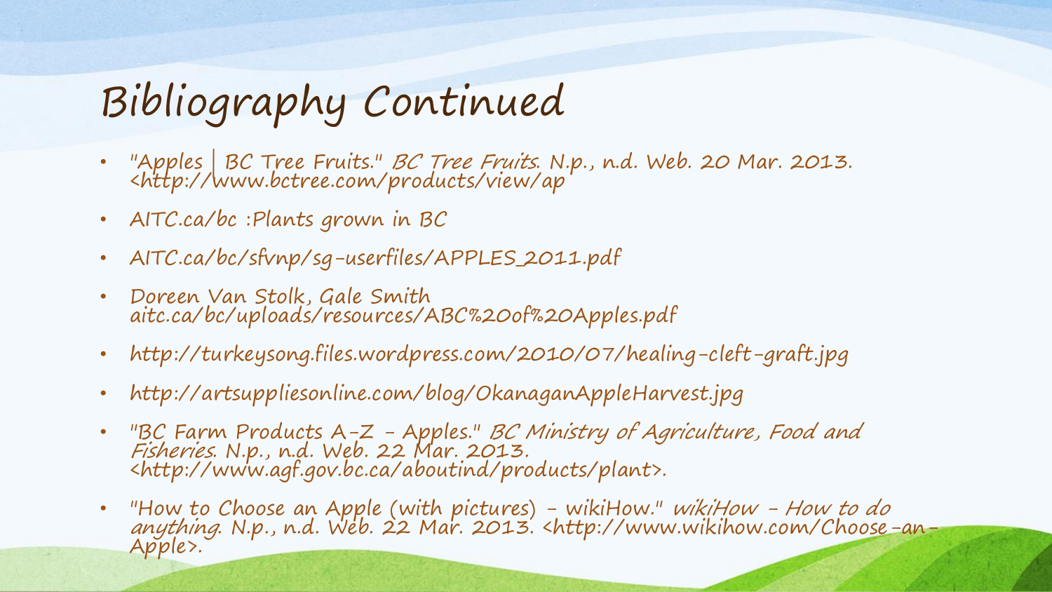# Bibliography Continued

- "Apples | BC Tree Fruits." *BC Tree Fruits*. N.p., n.d. Web. 20 Mar. 2013. <http://www.bctree.com/products/view/ap
- AITC.ca/bc :Plants grown in BC
- AITC.ca/bc/sfvnp/sg-userfiles/APPLES_2011.pdf
- Doreen Van Stolk, Gale Smith aitc.ca/bc/uploads/resources/ABC%20of%20Apples.pdf
- http://turkeysong.files.wordpress.com/2010/07/healing-cleft-graft.jpg
- http://artsuppliesonline.com/blog/OkanaganAppleHarvest.jpg
- "BC Farm Products A-Z - Apples." *BC Ministry of Agriculture, Food and Fisheries*. N.p., n.d. Web. 22 Mar. 2013. <http://www.agf.gov.bc.ca/aboutind/products/plant>.
- "How to Choose an Apple (with pictures) - wikiHow." *wikiHow - How to do anything*. N.p., n.d. Web. 22 Mar. 2013. <http://www.wikihow.com/Choose-an-Apple>.